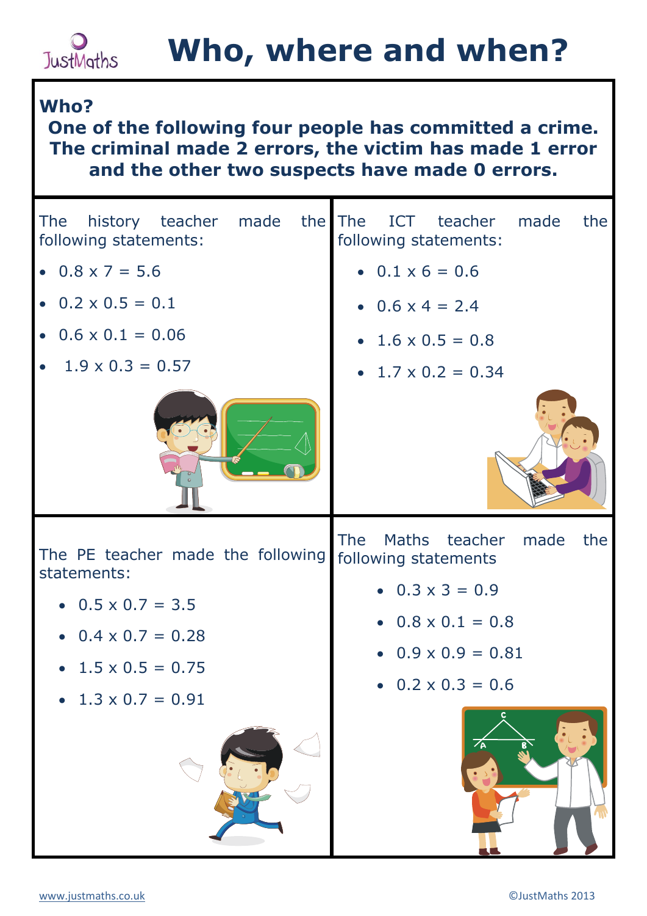# Who, where and when?

**Who?**

**One of the following four people has committed a crime. The criminal made 2 errors, the victim has made 1 error and the other two suspects have made 0 errors.**

The history teacher made the following statements:

- $0.8 \times 7 = 5.6$
- $0.2 \times 0.5 = 0.1$
- $0.6 \times 0.1 = 0.06$
- $1.9 \times 0.3 = 0.57$

The ICT teacher made the following statements:

- $0.1 \times 6 = 0.6$
- $0.6 \times 4 = 2.4$
- $1.6 \times 0.5 = 0.8$
- $1.7 \times 0.2 = 0.34$

The PE teacher made the following statements:

- $0.5 \times 0.7 = 3.5$
- $0.4 \times 0.7 = 0.28$
- $1.5 \times 0.5 = 0.75$
- $1.3 \times 0.7 = 0.91$

The Maths teacher made the following statements

- $0.3 \times 3 = 0.9$
- $0.8 \times 0.1 = 0.8$
- $0.9 \times 0.9 = 0.81$
- $0.2 \times 0.3 = 0.6$

www.justmaths.co.uk

©JustMaths 2013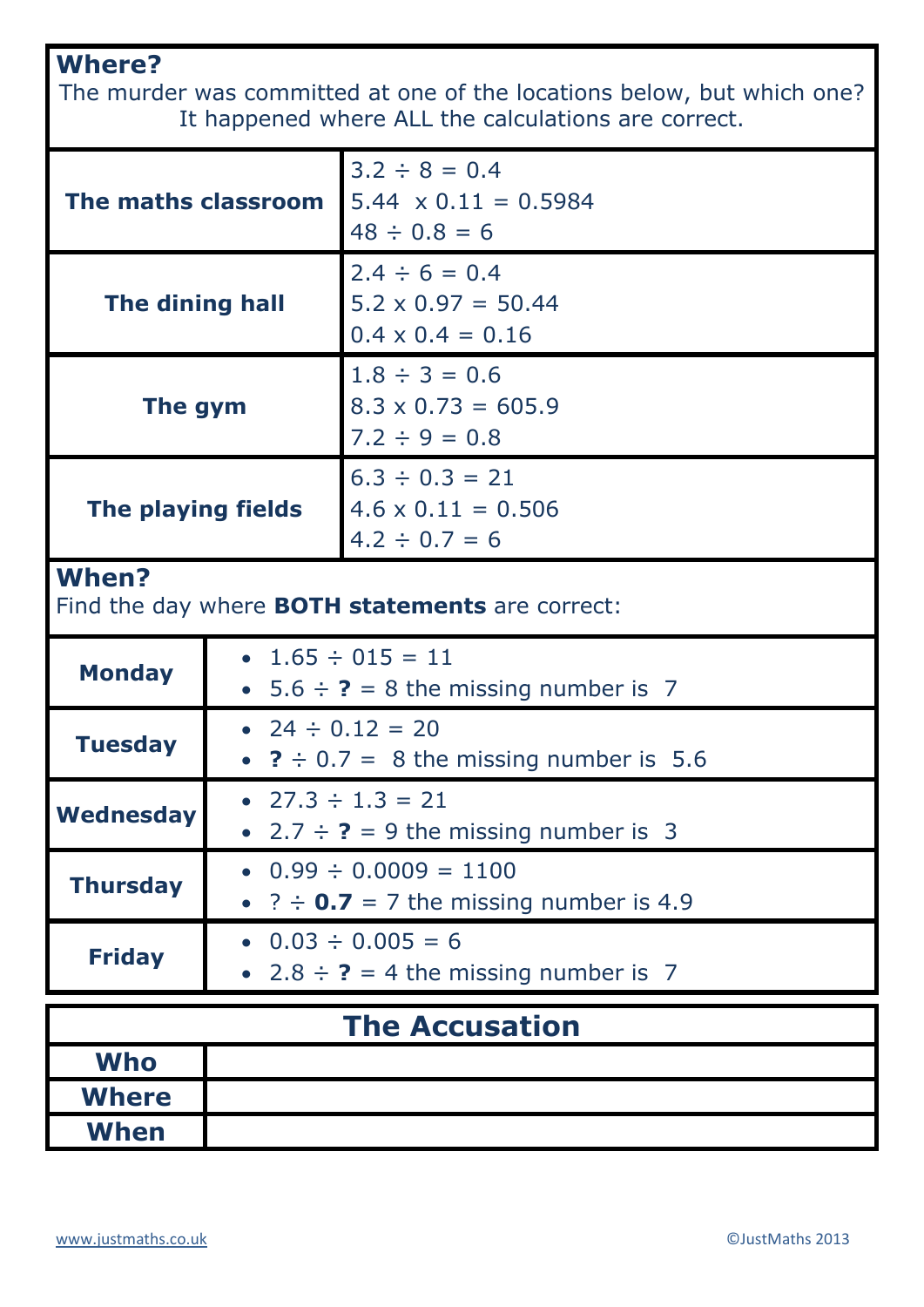| | |
|---|---|
| **Where?**<br>The murder was committed at one of the locations below, but which one? It happened where ALL the calculations are correct. | |
| **The maths classroom** | $3.2 \div 8 = 0.4$<br>$5.44 \times 0.11 = 0.5984$<br>$48 \div 0.8 = 6$ |
| **The dining hall** | $2.4 \div 6 = 0.4$<br>$5.2 \times 0.97 = 50.44$<br>$0.4 \times 0.4 = 0.16$ |
| **The gym** | $1.8 \div 3 = 0.6$<br>$8.3 \times 0.73 = 605.9$<br>$7.2 \div 9 = 0.8$ |
| **The playing fields** | $6.3 \div 0.3 = 21$<br>$4.6 \times 0.11 = 0.506$<br>$4.2 \div 0.7 = 6$ |

| | |
|---|---|
| **When?**<br>Find the day where **BOTH statements** are correct: | |
| **Monday** | • $1.65 \div 015 = 11$<br>• $5.6 \div$ **?** $= 8$ the missing number is 7 |
| **Tuesday** | • $24 \div 0.12 = 20$<br>• **?** $\div 0.7 = 8$ the missing number is 5.6 |
| **Wednesday** | • $27.3 \div 1.3 = 21$<br>• $2.7 \div$ **?** $= 9$ the missing number is 3 |
| **Thursday** | • $0.99 \div 0.0009 = 1100$<br>• ? $\div$ **0.7** $= 7$ the missing number is 4.9 |
| **Friday** | • $0.03 \div 0.005 = 6$<br>• $2.8 \div$ **?** $= 4$ the missing number is 7 |

| **The Accusation** | |
|---|---|
| **Who** | |
| **Where** | |
| **When** | |

www.justmaths.co.uk ©JustMaths 2013